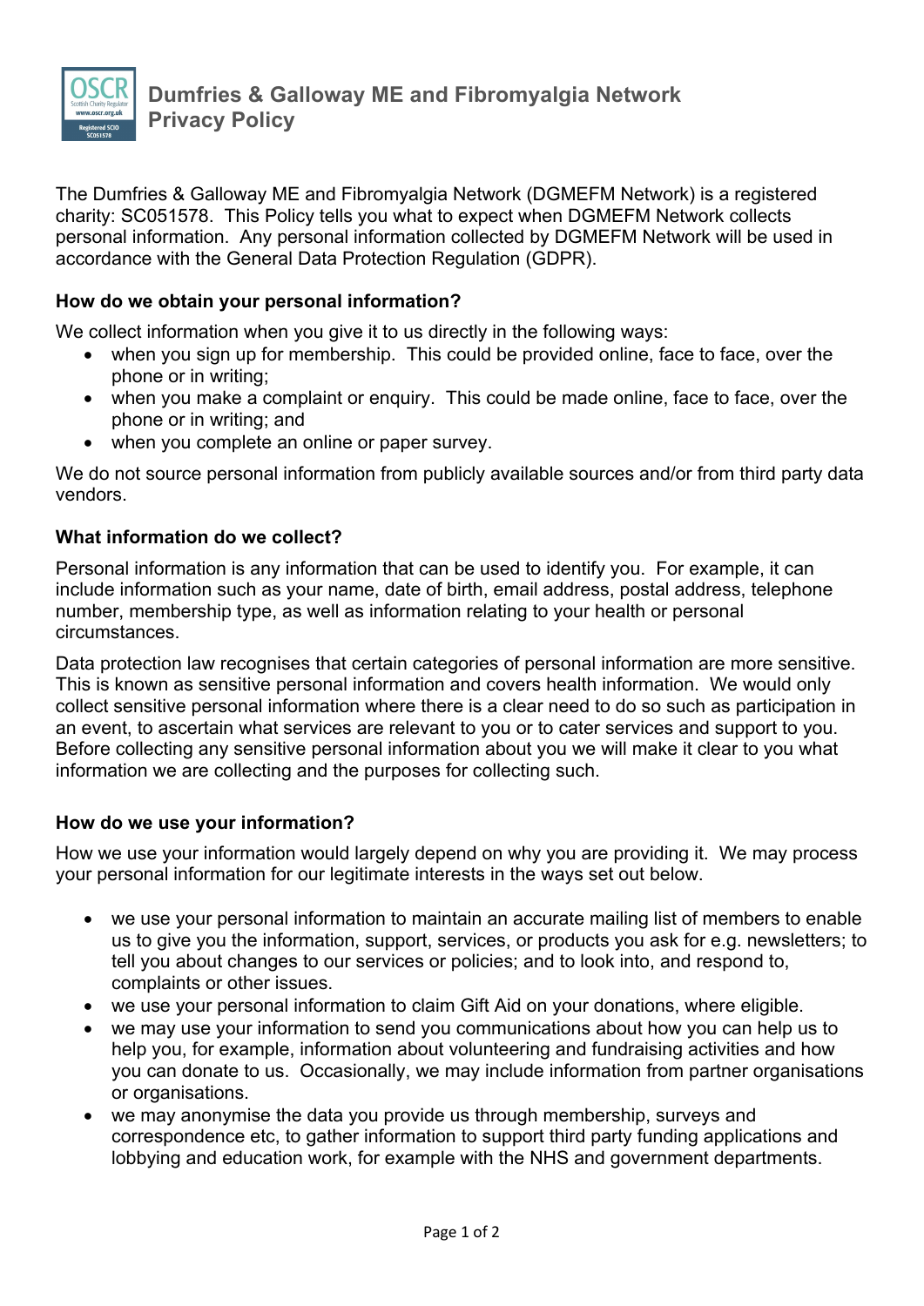# Dumfries & Galloway ME and Fibromyalgia Network Privacy Policy

The Dumfries & Galloway ME and Fibromyalgia Network (DGMEFM Network) is a registered charity: SC051578. This Policy tells you what to expect when DGMEFM Network collects personal information. Any personal information collected by DGMEFM Network will be used in accordance with the General Data Protection Regulation (GDPR).

### How do we obtain your personal information?

We collect information when you give it to us directly in the following ways:

- when you sign up for membership. This could be provided online, face to face, over the phone or in writing;
- when you make a complaint or enquiry. This could be made online, face to face, over the phone or in writing; and
- when you complete an online or paper survey.

We do not source personal information from publicly available sources and/or from third party data vendors.

### What information do we collect?

Personal information is any information that can be used to identify you. For example, it can include information such as your name, date of birth, email address, postal address, telephone number, membership type, as well as information relating to your health or personal circumstances.

Data protection law recognises that certain categories of personal information are more sensitive. This is known as sensitive personal information and covers health information. We would only collect sensitive personal information where there is a clear need to do so such as participation in an event, to ascertain what services are relevant to you or to cater services and support to you. Before collecting any sensitive personal information about you we will make it clear to you what information we are collecting and the purposes for collecting such.

### How do we use your information?

How we use your information would largely depend on why you are providing it. We may process your personal information for our legitimate interests in the ways set out below.

- we use your personal information to maintain an accurate mailing list of members to enable us to give you the information, support, services, or products you ask for e.g. newsletters; to tell you about changes to our services or policies; and to look into, and respond to, complaints or other issues.
- we use your personal information to claim Gift Aid on your donations, where eligible.
- we may use your information to send you communications about how you can help us to help you, for example, information about volunteering and fundraising activities and how you can donate to us. Occasionally, we may include information from partner organisations or organisations.
- we may anonymise the data you provide us through membership, surveys and correspondence etc, to gather information to support third party funding applications and lobbying and education work, for example with the NHS and government departments.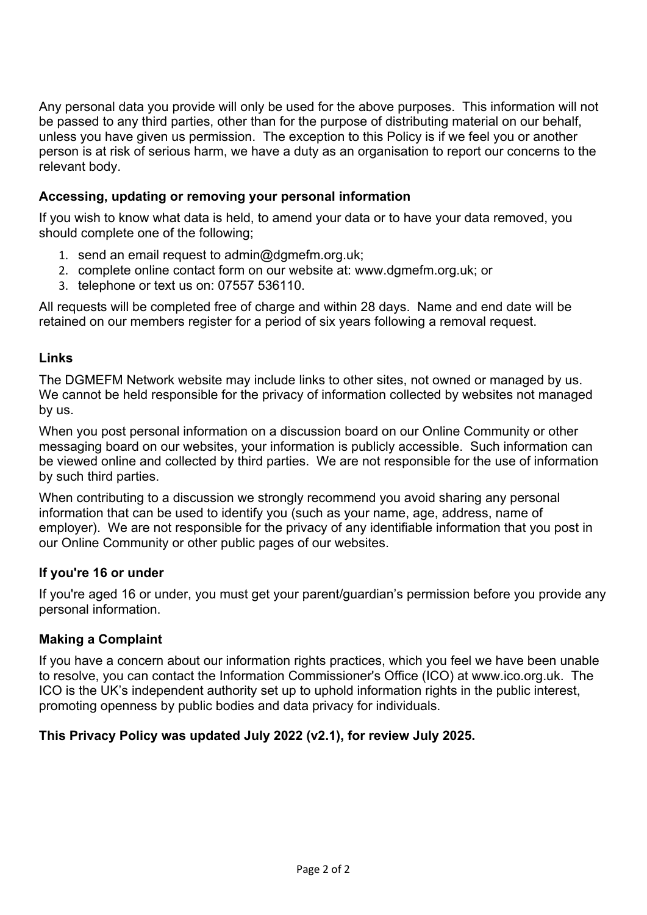Any personal data you provide will only be used for the above purposes. This information will not be passed to any third parties, other than for the purpose of distributing material on our behalf, unless you have given us permission. The exception to this Policy is if we feel you or another person is at risk of serious harm, we have a duty as an organisation to report our concerns to the relevant body.

### Accessing, updating or removing your personal information

If you wish to know what data is held, to amend your data or to have your data removed, you should complete one of the following;

1. send an email request to admin@dgmefm.org.uk;
2. complete online contact form on our website at: www.dgmefm.org.uk; or
3. telephone or text us on: 07557 536110.

All requests will be completed free of charge and within 28 days. Name and end date will be retained on our members register for a period of six years following a removal request.

### Links

The DGMEFM Network website may include links to other sites, not owned or managed by us. We cannot be held responsible for the privacy of information collected by websites not managed by us.

When you post personal information on a discussion board on our Online Community or other messaging board on our websites, your information is publicly accessible. Such information can be viewed online and collected by third parties. We are not responsible for the use of information by such third parties.

When contributing to a discussion we strongly recommend you avoid sharing any personal information that can be used to identify you (such as your name, age, address, name of employer). We are not responsible for the privacy of any identifiable information that you post in our Online Community or other public pages of our websites.

### If you're 16 or under

If you're aged 16 or under, you must get your parent/guardian's permission before you provide any personal information.

### Making a Complaint

If you have a concern about our information rights practices, which you feel we have been unable to resolve, you can contact the Information Commissioner's Office (ICO) at www.ico.org.uk. The ICO is the UK's independent authority set up to uphold information rights in the public interest, promoting openness by public bodies and data privacy for individuals.

**This Privacy Policy was updated July 2022 (v2.1), for review July 2025.**